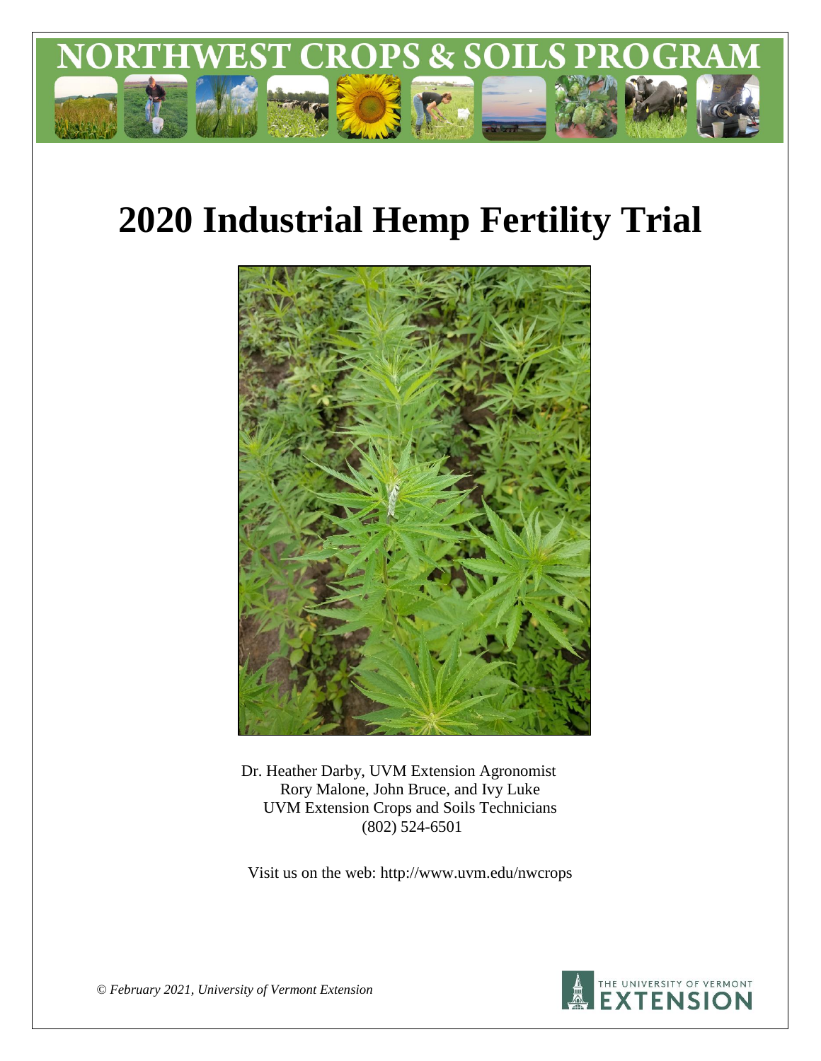# NORTHWEST CROPS & SOILS PROGRAM

# 2020 Industrial Hemp Fertility Trial

Dr. Heather Darby, UVM Extension Agronomist
Rory Malone, John Bruce, and Ivy Luke
UVM Extension Crops and Soils Technicians
(802) 524-6501

Visit us on the web: http://www.uvm.edu/nwcrops

*© February 2021, University of Vermont Extension*

THE UNIVERSITY OF VERMONT EXTENSION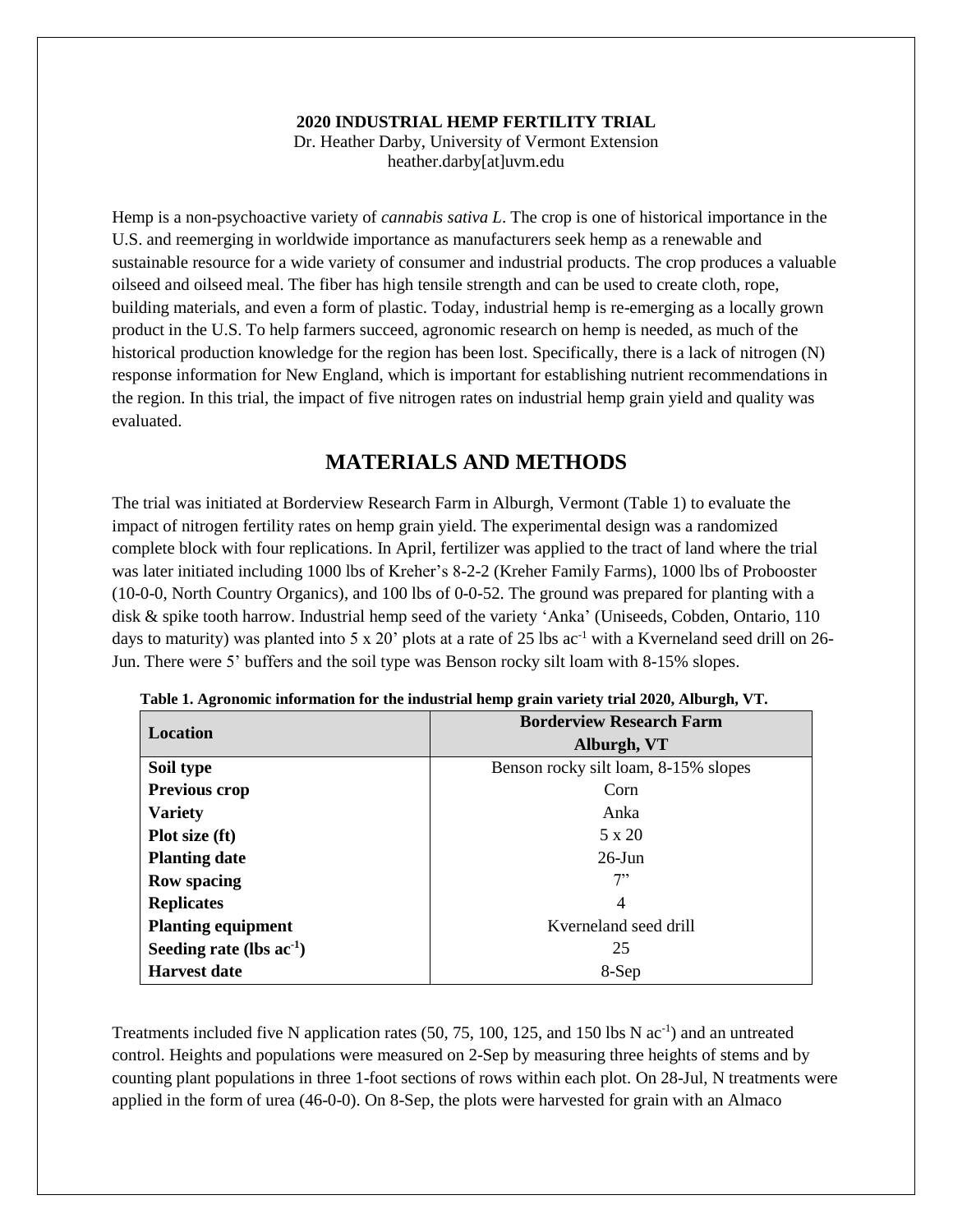**2020 INDUSTRIAL HEMP FERTILITY TRIAL**
Dr. Heather Darby, University of Vermont Extension
heather.darby[at]uvm.edu

Hemp is a non-psychoactive variety of *cannabis sativa L*. The crop is one of historical importance in the U.S. and reemerging in worldwide importance as manufacturers seek hemp as a renewable and sustainable resource for a wide variety of consumer and industrial products. The crop produces a valuable oilseed and oilseed meal. The fiber has high tensile strength and can be used to create cloth, rope, building materials, and even a form of plastic. Today, industrial hemp is re-emerging as a locally grown product in the U.S. To help farmers succeed, agronomic research on hemp is needed, as much of the historical production knowledge for the region has been lost. Specifically, there is a lack of nitrogen (N) response information for New England, which is important for establishing nutrient recommendations in the region. In this trial, the impact of five nitrogen rates on industrial hemp grain yield and quality was evaluated.

## MATERIALS AND METHODS

The trial was initiated at Borderview Research Farm in Alburgh, Vermont (Table 1) to evaluate the impact of nitrogen fertility rates on hemp grain yield. The experimental design was a randomized complete block with four replications. In April, fertilizer was applied to the tract of land where the trial was later initiated including 1000 lbs of Kreher's 8-2-2 (Kreher Family Farms), 1000 lbs of Probooster (10-0-0, North Country Organics), and 100 lbs of 0-0-52. The ground was prepared for planting with a disk & spike tooth harrow. Industrial hemp seed of the variety 'Anka' (Uniseeds, Cobden, Ontario, 110 days to maturity) was planted into 5 x 20' plots at a rate of 25 lbs ac$^{-1}$ with a Kverneland seed drill on 26-Jun. There were 5' buffers and the soil type was Benson rocky silt loam with 8-15% slopes.

**Table 1. Agronomic information for the industrial hemp grain variety trial 2020, Alburgh, VT.**

| Location | Borderview Research Farm Alburgh, VT |
|---|---|
| **Soil type** | Benson rocky silt loam, 8-15% slopes |
| **Previous crop** | Corn |
| **Variety** | Anka |
| **Plot size (ft)** | 5 x 20 |
| **Planting date** | 26-Jun |
| **Row spacing** | 7" |
| **Replicates** | 4 |
| **Planting equipment** | Kverneland seed drill |
| **Seeding rate (lbs ac$^{-1}$)** | 25 |
| **Harvest date** | 8-Sep |

Treatments included five N application rates (50, 75, 100, 125, and 150 lbs N ac$^{-1}$) and an untreated control. Heights and populations were measured on 2-Sep by measuring three heights of stems and by counting plant populations in three 1-foot sections of rows within each plot. On 28-Jul, N treatments were applied in the form of urea (46-0-0). On 8-Sep, the plots were harvested for grain with an Almaco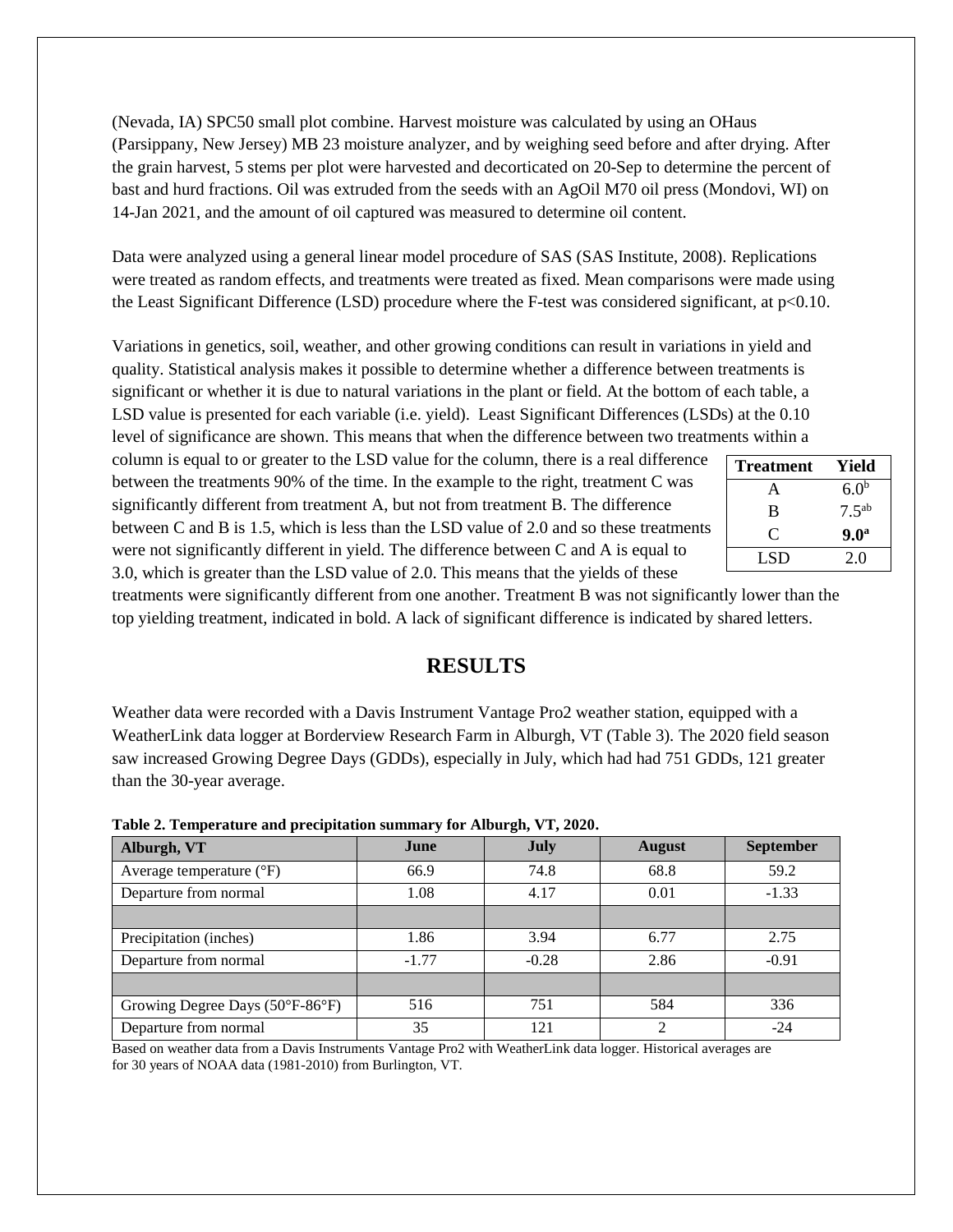(Nevada, IA) SPC50 small plot combine. Harvest moisture was calculated by using an OHaus (Parsippany, New Jersey) MB 23 moisture analyzer, and by weighing seed before and after drying. After the grain harvest, 5 stems per plot were harvested and decorticated on 20-Sep to determine the percent of bast and hurd fractions. Oil was extruded from the seeds with an AgOil M70 oil press (Mondovi, WI) on 14-Jan 2021, and the amount of oil captured was measured to determine oil content.

Data were analyzed using a general linear model procedure of SAS (SAS Institute, 2008). Replications were treated as random effects, and treatments were treated as fixed. Mean comparisons were made using the Least Significant Difference (LSD) procedure where the F-test was considered significant, at $p<0.10$.

Variations in genetics, soil, weather, and other growing conditions can result in variations in yield and quality. Statistical analysis makes it possible to determine whether a difference between treatments is significant or whether it is due to natural variations in the plant or field. At the bottom of each table, a LSD value is presented for each variable (i.e. yield). Least Significant Differences (LSDs) at the 0.10 level of significance are shown. This means that when the difference between two treatments within a column is equal to or greater to the LSD value for the column, there is a real difference between the treatments 90% of the time. In the example to the right, treatment C was significantly different from treatment A, but not from treatment B. The difference between C and B is 1.5, which is less than the LSD value of 2.0 and so these treatments were not significantly different in yield. The difference between C and A is equal to 3.0, which is greater than the LSD value of 2.0. This means that the yields of these treatments were significantly different from one another. Treatment B was not significantly lower than the top yielding treatment, indicated in bold. A lack of significant difference is indicated by shared letters.

| Treatment | Yield |
|---|---|
| A | 6.0[b] |
| B | 7.5[ab] |
| C | **9.0[a]** |
| LSD | 2.0 |

## RESULTS

Weather data were recorded with a Davis Instrument Vantage Pro2 weather station, equipped with a WeatherLink data logger at Borderview Research Farm in Alburgh, VT (Table 3). The 2020 field season saw increased Growing Degree Days (GDDs), especially in July, which had had 751 GDDs, 121 greater than the 30-year average.

**Table 2. Temperature and precipitation summary for Alburgh, VT, 2020.**

| Alburgh, VT | June | July | August | September |
|---|---|---|---|---|
| Average temperature (°F) | 66.9 | 74.8 | 68.8 | 59.2 |
| Departure from normal | 1.08 | 4.17 | 0.01 | -1.33 |
| | | | | |
| Precipitation (inches) | 1.86 | 3.94 | 6.77 | 2.75 |
| Departure from normal | -1.77 | -0.28 | 2.86 | -0.91 |
| | | | | |
| Growing Degree Days (50°F-86°F) | 516 | 751 | 584 | 336 |
| Departure from normal | 35 | 121 | 2 | -24 |

Based on weather data from a Davis Instruments Vantage Pro2 with WeatherLink data logger. Historical averages are for 30 years of NOAA data (1981-2010) from Burlington, VT.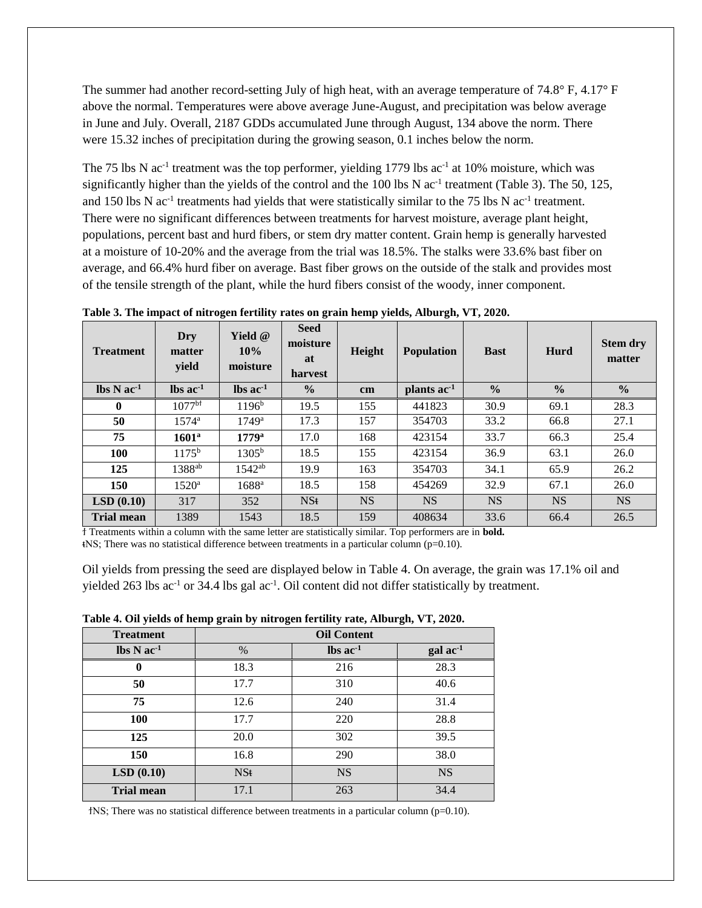The summer had another record-setting July of high heat, with an average temperature of 74.8° F, 4.17° F above the normal. Temperatures were above average June-August, and precipitation was below average in June and July. Overall, 2187 GDDs accumulated June through August, 134 above the norm. There were 15.32 inches of precipitation during the growing season, 0.1 inches below the norm.

The 75 lbs N ac$^{-1}$ treatment was the top performer, yielding 1779 lbs ac$^{-1}$ at 10% moisture, which was significantly higher than the yields of the control and the 100 lbs N ac$^{-1}$ treatment (Table 3). The 50, 125, and 150 lbs N ac$^{-1}$ treatments had yields that were statistically similar to the 75 lbs N ac$^{-1}$ treatment. There were no significant differences between treatments for harvest moisture, average plant height, populations, percent bast and hurd fibers, or stem dry matter content. Grain hemp is generally harvested at a moisture of 10-20% and the average from the trial was 18.5%. The stalks were 33.6% bast fiber on average, and 66.4% hurd fiber on average. Bast fiber grows on the outside of the stalk and provides most of the tensile strength of the plant, while the hurd fibers consist of the woody, inner component.

**Table 3. The impact of nitrogen fertility rates on grain hemp yields, Alburgh, VT, 2020.**

| Treatment | Dry matter yield | Yield @ 10% moisture | Seed moisture at harvest | Height | Population | Bast | Hurd | Stem dry matter |
|---|---|---|---|---|---|---|---|---|
| lbs N ac$^{-1}$ | lbs ac$^{-1}$ | lbs ac$^{-1}$ | % | cm | plants ac$^{-1}$ | % | % | % |
| **0** | 1077$^{b†}$ | 1196$^{b}$ | 19.5 | 155 | 441823 | 30.9 | 69.1 | 28.3 |
| **50** | 1574$^{a}$ | 1749$^{a}$ | 17.3 | 157 | 354703 | 33.2 | 66.8 | 27.1 |
| **75** | **1601$^{a}$** | **1779$^{a}$** | 17.0 | 168 | 423154 | 33.7 | 66.3 | 25.4 |
| **100** | 1175$^{b}$ | 1305$^{b}$ | 18.5 | 155 | 423154 | 36.9 | 63.1 | 26.0 |
| **125** | 1388$^{ab}$ | 1542$^{ab}$ | 19.9 | 163 | 354703 | 34.1 | 65.9 | 26.2 |
| **150** | 1520$^{a}$ | 1688$^{a}$ | 18.5 | 158 | 454269 | 32.9 | 67.1 | 26.0 |
| **LSD (0.10)** | 317 | 352 | NSǂ | NS | NS | NS | NS | NS |
| **Trial mean** | 1389 | 1543 | 18.5 | 159 | 408634 | 33.6 | 66.4 | 26.5 |

† Treatments within a column with the same letter are statistically similar. Top performers are in **bold.**
ǂNS; There was no statistical difference between treatments in a particular column (p=0.10).

Oil yields from pressing the seed are displayed below in Table 4. On average, the grain was 17.1% oil and yielded 263 lbs ac$^{-1}$ or 34.4 lbs gal ac$^{-1}$. Oil content did not differ statistically by treatment.

**Table 4. Oil yields of hemp grain by nitrogen fertility rate, Alburgh, VT, 2020.**

| Treatment | Oil Content | | |
|---|---|---|---|
| lbs N ac$^{-1}$ | % | lbs ac$^{-1}$ | gal ac$^{-1}$ |
| **0** | 18.3 | 216 | 28.3 |
| **50** | 17.7 | 310 | 40.6 |
| **75** | 12.6 | 240 | 31.4 |
| **100** | 17.7 | 220 | 28.8 |
| **125** | 20.0 | 302 | 39.5 |
| **150** | 16.8 | 290 | 38.0 |
| **LSD (0.10)** | NSǂ | NS | NS |
| **Trial mean** | 17.1 | 263 | 34.4 |

†NS; There was no statistical difference between treatments in a particular column (p=0.10).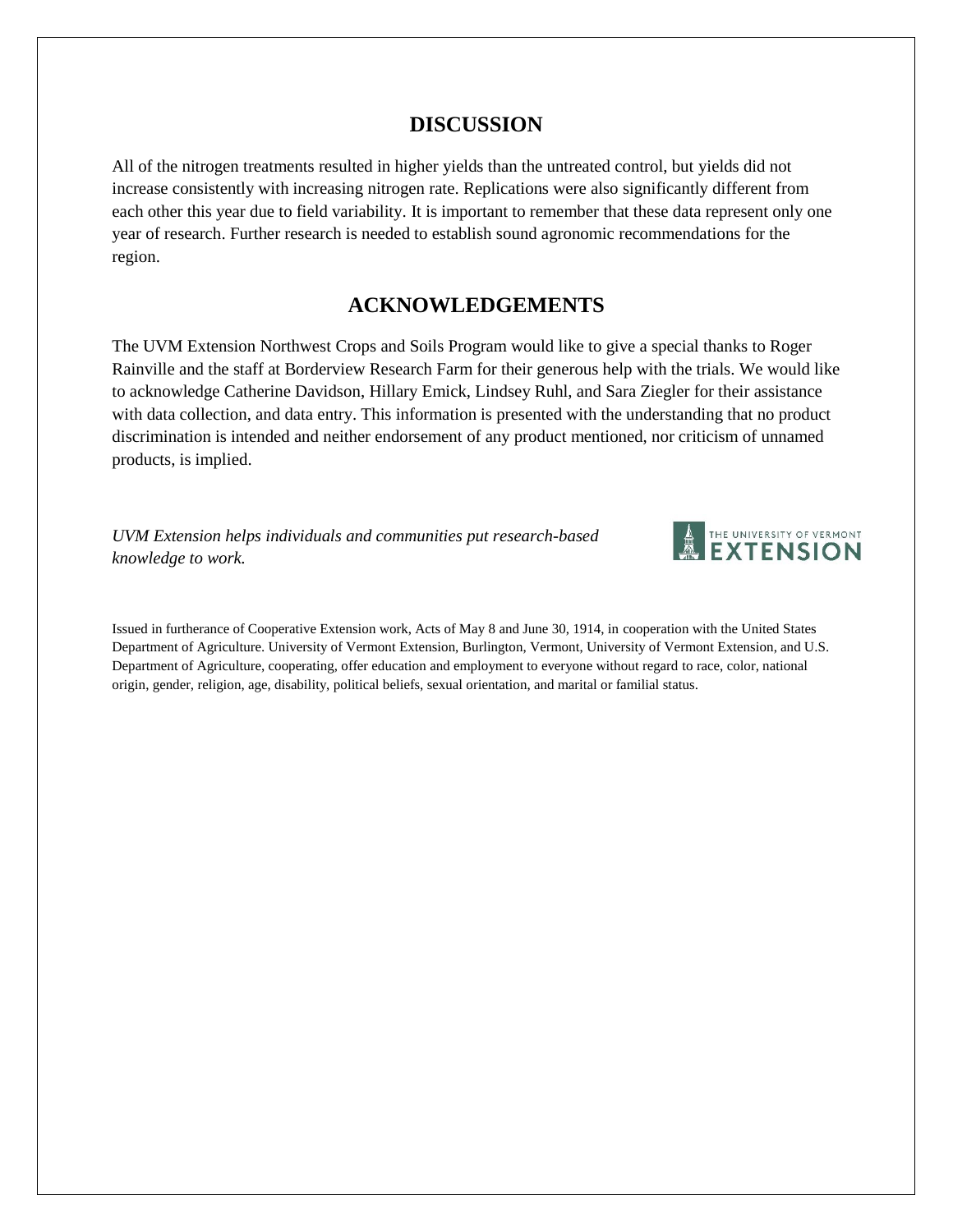## DISCUSSION

All of the nitrogen treatments resulted in higher yields than the untreated control, but yields did not increase consistently with increasing nitrogen rate. Replications were also significantly different from each other this year due to field variability. It is important to remember that these data represent only one year of research. Further research is needed to establish sound agronomic recommendations for the region.

## ACKNOWLEDGEMENTS

The UVM Extension Northwest Crops and Soils Program would like to give a special thanks to Roger Rainville and the staff at Borderview Research Farm for their generous help with the trials. We would like to acknowledge Catherine Davidson, Hillary Emick, Lindsey Ruhl, and Sara Ziegler for their assistance with data collection, and data entry. This information is presented with the understanding that no product discrimination is intended and neither endorsement of any product mentioned, nor criticism of unnamed products, is implied.

*UVM Extension helps individuals and communities put research-based knowledge to work.*

THE UNIVERSITY OF VERMONT EXTENSION

Issued in furtherance of Cooperative Extension work, Acts of May 8 and June 30, 1914, in cooperation with the United States Department of Agriculture. University of Vermont Extension, Burlington, Vermont, University of Vermont Extension, and U.S. Department of Agriculture, cooperating, offer education and employment to everyone without regard to race, color, national origin, gender, religion, age, disability, political beliefs, sexual orientation, and marital or familial status.